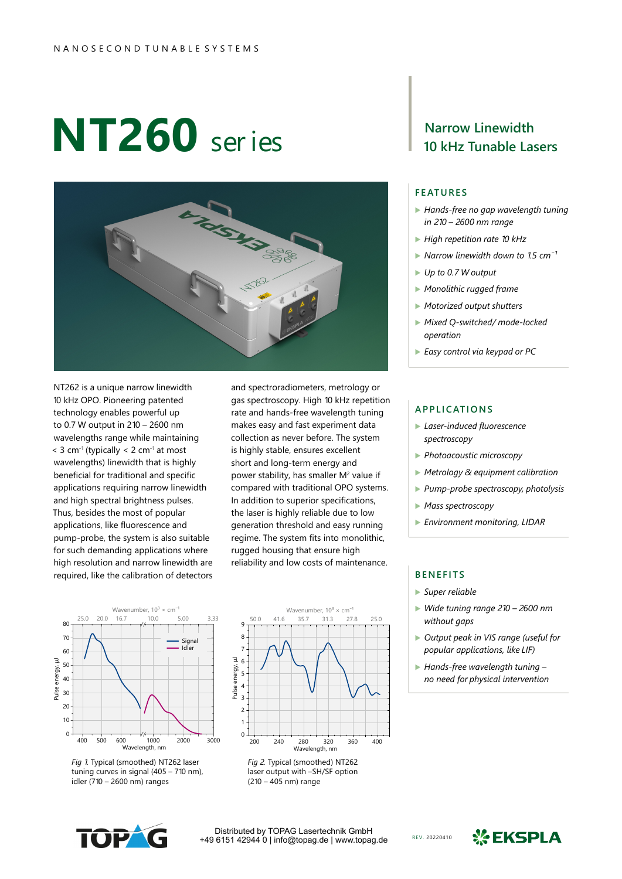NANOSECOND TUNABLE SYSTEMS

# NT260 series

## Narrow Linewidth 10 kHz Tunable Lasers

NT262 is a unique narrow linewidth 10 kHz OPO. Pioneering patented technology enables powerful up to 0.7 W output in 210 – 2600 nm wavelengths range while maintaining < 3 cm$^{-1}$ (typically < 2 cm$^{-1}$ at most wavelengths) linewidth that is highly beneficial for traditional and specific applications requiring narrow linewidth and high spectral brightness pulses. Thus, besides the most of popular applications, like fluorescence and pump-probe, the system is also suitable for such demanding applications where high resolution and narrow linewidth are required, like the calibration of detectors and spectroradiometers, metrology or gas spectroscopy. High 10 kHz repetition rate and hands-free wavelength tuning makes easy and fast experiment data collection as never before. The system is highly stable, ensures excellent short and long-term energy and power stability, has smaller M$^2$ value if compared with traditional OPO systems. In addition to superior specifications, the laser is highly reliable due to low generation threshold and easy running regime. The system fits into monolithic, rugged housing that ensure high reliability and low costs of maintenance.

Wavenumber, 10$^3$ × cm$^{-1}$
25.0 20.0 16.7 10.0 5.00 3.33
Pulse energy, μJ
0 10 20 30 40 50 60 70 80
Signal
Idler
400 500 600 1000 2000 3000
Wavelength, nm

*Fig 1.* Typical (smoothed) NT262 laser tuning curves in signal (405 – 710 nm), idler (710 – 2600 nm) ranges

Wavenumber, 10$^3$ × cm$^{-1}$
50.0 41.6 35.7 31.3 27.8 25.0
Pulse energy, μJ
0 1 2 3 4 5 6 7 8 9
200 240 280 320 360 400
Wavelength, nm

*Fig 2.* Typical (smoothed) NT262 laser output with –SH/SF option (210 – 405 nm) range

### FEATURES

- *Hands-free no gap wavelength tuning in 210 – 2600 nm range*
- *High repetition rate 10 kHz*
- *Narrow linewidth down to 1.5 cm$^{-1}$*
- *Up to 0.7 W output*
- *Monolithic rugged frame*
- *Motorized output shutters*
- *Mixed Q-switched/ mode-locked operation*
- *Easy control via keypad or PC*

### APPLICATIONS

- *Laser-induced fluorescence spectroscopy*
- *Photoacoustic microscopy*
- *Metrology & equipment calibration*
- *Pump-probe spectroscopy, photolysis*
- *Mass spectroscopy*
- *Environment monitoring, LIDAR*

### BENEFITS

- *Super reliable*
- *Wide tuning range 210 – 2600 nm without gaps*
- *Output peak in VIS range (useful for popular applications, like LIF)*
- *Hands-free wavelength tuning – no need for physical intervention*

Distributed by TOPAG Lasertechnik GmbH
+49 6151 42944 0 | info@topag.de | www.topag.de

REV. 20220410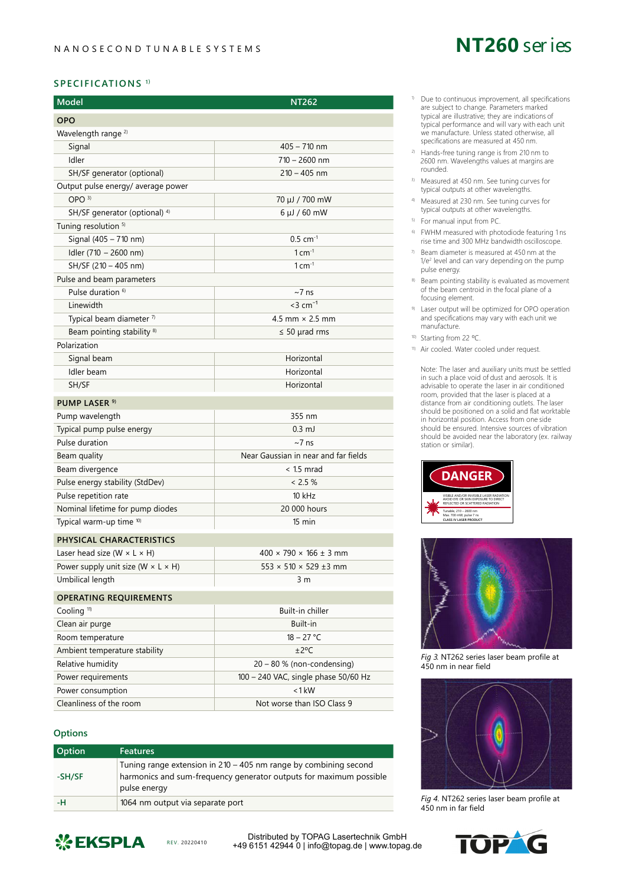# NT260 series

NANOSECOND TUNABLE SYSTEMS

## SPECIFICATIONS [1]

| Model | NT262 |
|---|---|
| **OPO** | |
| Wavelength range [2] | |
| Signal | 405 – 710 nm |
| Idler | 710 – 2600 nm |
| SH/SF generator (optional) | 210 – 405 nm |
| Output pulse energy/ average power | |
| OPO [3] | 70 µJ / 700 mW |
| SH/SF generator (optional) [4] | 6 µJ / 60 mW |
| Tuning resolution [5] | |
| Signal (405 – 710 nm) | 0.5 $cm^{-1}$ |
| Idler (710 – 2600 nm) | 1 $cm^{-1}$ |
| SH/SF (210 – 405 nm) | 1 $cm^{-1}$ |
| Pulse and beam parameters | |
| Pulse duration [6] | ~7 ns |
| Linewidth | <3 $cm^{-1}$ |
| Typical beam diameter [7] | 4.5 mm × 2.5 mm |
| Beam pointing stability [8] | ≤ 50 µrad rms |
| Polarization | |
| Signal beam | Horizontal |
| Idler beam | Horizontal |
| SH/SF | Horizontal |
| **PUMP LASER** [9] | |
| Pump wavelength | 355 nm |
| Typical pump pulse energy | 0.3 mJ |
| Pulse duration | ~7 ns |
| Beam quality | Near Gaussian in near and far fields |
| Beam divergence | < 1.5 mrad |
| Pulse energy stability (StdDev) | < 2.5 % |
| Pulse repetition rate | 10 kHz |
| Nominal lifetime for pump diodes | 20 000 hours |
| Typical warm-up time [10] | 15 min |
| **PHYSICAL CHARACTERISTICS** | |
| Laser head size (W × L × H) | 400 × 790 × 166 ± 3 mm |
| Power supply unit size (W × L × H) | 553 × 510 × 529 ±3 mm |
| Umbilical length | 3 m |
| **OPERATING REQUIREMENTS** | |
| Cooling [11] | Built-in chiller |
| Clean air purge | Built-in |
| Room temperature | 18 – 27 °C |
| Ambient temperature stability | ±2°C |
| Relative humidity | 20 – 80 % (non-condensing) |
| Power requirements | 100 – 240 VAC, single phase 50/60 Hz |
| Power consumption | <1 kW |
| Cleanliness of the room | Not worse than ISO Class 9 |

1) Due to continuous improvement, all specifications are subject to change. Parameters marked typical are illustrative; they are indications of typical performance and will vary with each unit we manufacture. Unless stated otherwise, all specifications are measured at 450 nm.

2) Hands-free tuning range is from 210 nm to 2600 nm. Wavelengths values at margins are rounded.

3) Measured at 450 nm. See tuning curves for typical outputs at other wavelengths.

4) Measured at 230 nm. See tuning curves for typical outputs at other wavelengths.

5) For manual input from PC.

6) FWHM measured with photodiode featuring 1 ns rise time and 300 MHz bandwidth oscilloscope.

7) Beam diameter is measured at 450 nm at the $1/e^2$ level and can vary depending on the pump pulse energy.

8) Beam pointing stability is evaluated as movement of the beam centroid in the focal plane of a focusing element.

9) Laser output will be optimized for OPO operation and specifications may vary with each unit we manufacture.

10) Starting from 22 °C.

11) Air cooled. Water cooled under request.

Note: The laser and auxiliary units must be settled in such a place void of dust and aerosols. It is advisable to operate the laser in air conditioned room, provided that the laser is placed at a distance from air conditioning outlets. The laser should be positioned on a solid and flat worktable in horizontal position. Access from one side should be ensured. Intensive sources of vibration should be avoided near the laboratory (ex. railway station or similar).

DANGER

VISIBLE AND/OR INVISIBLE LASER RADIATION
AVOID EYE OR SKIN EXPOSURE TO DIRECT REFLECTED OR SCATTERED RADIATION
Tunable, 210 – 2600 nm
Max. 700 mW, pulse 7 ns
CLASS IV LASER PRODUCT

*Fig 3.* NT262 series laser beam profile at 450 nm in near field

*Fig 4.* NT262 series laser beam profile at 450 nm in far field

## Options

| Option | Features |
|---|---|
| -SH/SF | Tuning range extension in 210 – 405 nm range by combining second harmonics and sum-frequency generator outputs for maximum possible pulse energy |
| -H | 1064 nm output via separate port |

EKSPLA

REV. 20220410

Distributed by TOPAG Lasertechnik GmbH
+49 6151 42944 0 | info@topag.de | www.topag.de

TOPAG